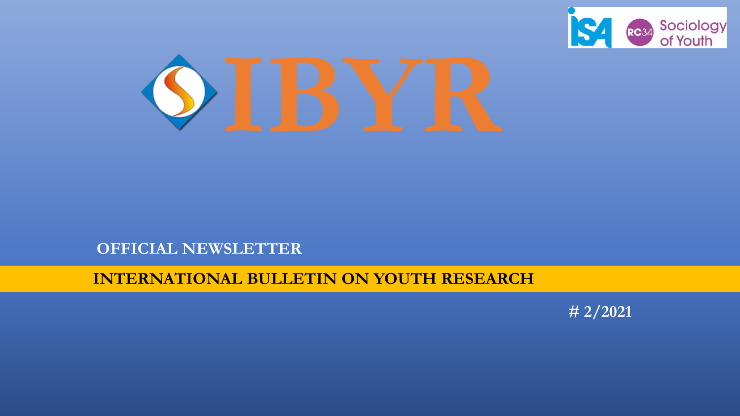ISA RC34 Sociology of Youth

# IBYR

OFFICIAL NEWSLETTER

## INTERNATIONAL BULLETIN ON YOUTH RESEARCH

# 2/2021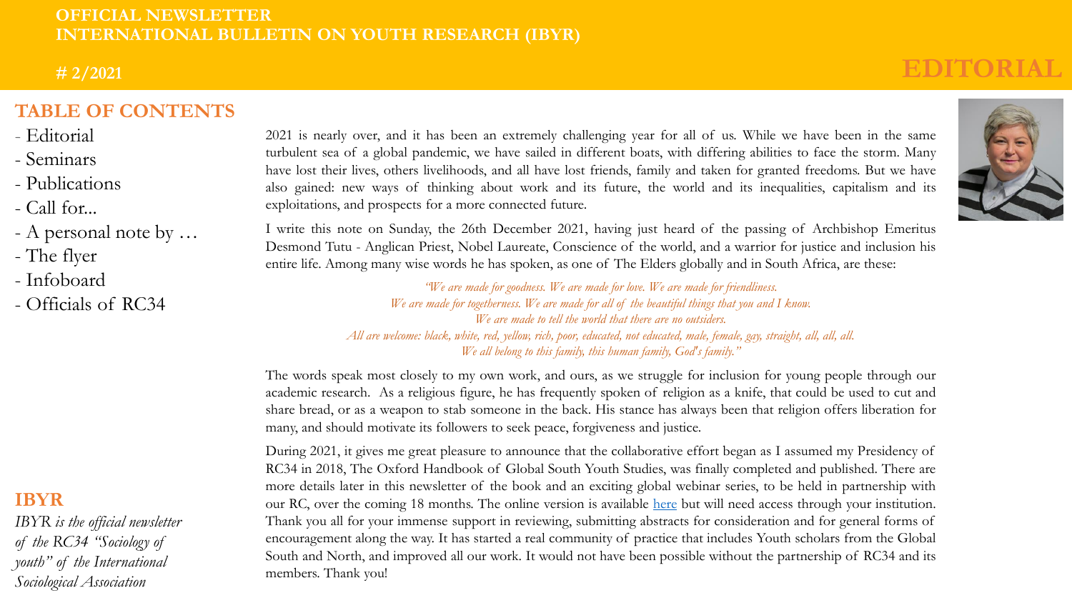OFFICIAL NEWSLETTER
INTERNATIONAL BULLETIN ON YOUTH RESEARCH (IBYR)

# 2/2021

# EDITORIAL

## TABLE OF CONTENTS

- Editorial
- Seminars
- Publications
- Call for...
- A personal note by …
- The flyer
- Infoboard
- Officials of RC34

## IBYR

*IBYR is the official newsletter of the RC34 "Sociology of youth" of the International Sociological Association*

2021 is nearly over, and it has been an extremely challenging year for all of us. While we have been in the same turbulent sea of a global pandemic, we have sailed in different boats, with differing abilities to face the storm. Many have lost their lives, others livelihoods, and all have lost friends, family and taken for granted freedoms. But we have also gained: new ways of thinking about work and its future, the world and its inequalities, capitalism and its exploitations, and prospects for a more connected future.

I write this note on Sunday, the 26th December 2021, having just heard of the passing of Archbishop Emeritus Desmond Tutu - Anglican Priest, Nobel Laureate, Conscience of the world, and a warrior for justice and inclusion his entire life. Among many wise words he has spoken, as one of The Elders globally and in South Africa, are these:

*"We are made for goodness. We are made for love. We are made for friendliness.*
*We are made for togetherness. We are made for all of the beautiful things that you and I know.*
*We are made to tell the world that there are no outsiders.*
*All are welcome: black, white, red, yellow, rich, poor, educated, not educated, male, female, gay, straight, all, all, all.*
*We all belong to this family, this human family, God's family."*

The words speak most closely to my own work, and ours, as we struggle for inclusion for young people through our academic research. As a religious figure, he has frequently spoken of religion as a knife, that could be used to cut and share bread, or as a weapon to stab someone in the back. His stance has always been that religion offers liberation for many, and should motivate its followers to seek peace, forgiveness and justice.

During 2021, it gives me great pleasure to announce that the collaborative effort began as I assumed my Presidency of RC34 in 2018, The Oxford Handbook of Global South Youth Studies, was finally completed and published. There are more details later in this newsletter of the book and an exciting global webinar series, to be held in partnership with our RC, over the coming 18 months. The online version is available here but will need access through your institution. Thank you all for your immense support in reviewing, submitting abstracts for consideration and for general forms of encouragement along the way. It has started a real community of practice that includes Youth scholars from the Global South and North, and improved all our work. It would not have been possible without the partnership of RC34 and its members. Thank you!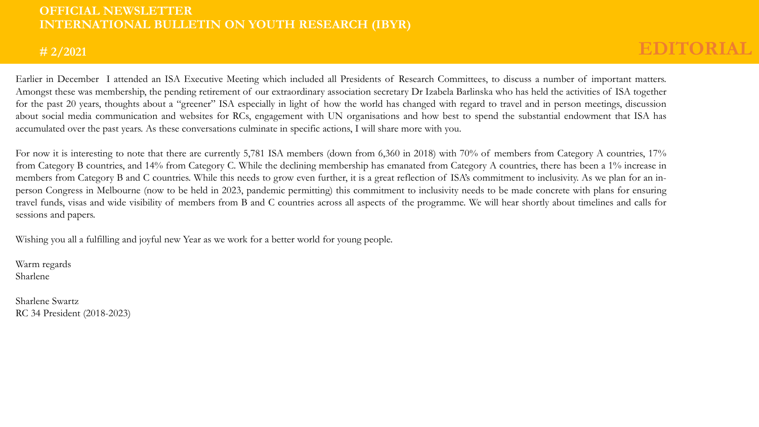# EDITORIAL

Earlier in December I attended an ISA Executive Meeting which included all Presidents of Research Committees, to discuss a number of important matters. Amongst these was membership, the pending retirement of our extraordinary association secretary Dr Izabela Barlinska who has held the activities of ISA together for the past 20 years, thoughts about a "greener" ISA especially in light of how the world has changed with regard to travel and in person meetings, discussion about social media communication and websites for RCs, engagement with UN organisations and how best to spend the substantial endowment that ISA has accumulated over the past years. As these conversations culminate in specific actions, I will share more with you.

For now it is interesting to note that there are currently 5,781 ISA members (down from 6,360 in 2018) with 70% of members from Category A countries, 17% from Category B countries, and 14% from Category C. While the declining membership has emanated from Category A countries, there has been a 1% increase in members from Category B and C countries. While this needs to grow even further, it is a great reflection of ISA's commitment to inclusivity. As we plan for an in-person Congress in Melbourne (now to be held in 2023, pandemic permitting) this commitment to inclusivity needs to be made concrete with plans for ensuring travel funds, visas and wide visibility of members from B and C countries across all aspects of the programme. We will hear shortly about timelines and calls for sessions and papers.

Wishing you all a fulfilling and joyful new Year as we work for a better world for young people.

Warm regards
Sharlene

Sharlene Swartz
RC 34 President (2018-2023)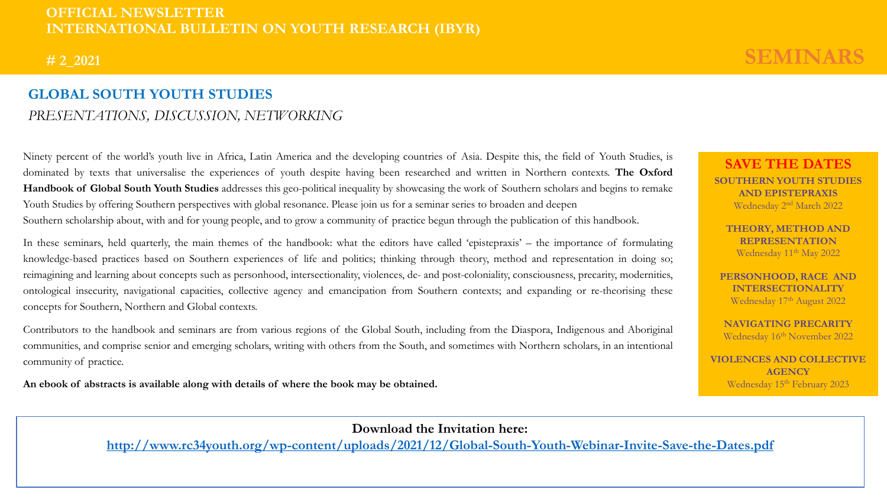# SEMINARS

## GLOBAL SOUTH YOUTH STUDIES

*PRESENTATIONS, DISCUSSION, NETWORKING*

Ninety percent of the world's youth live in Africa, Latin America and the developing countries of Asia. Despite this, the field of Youth Studies, is dominated by texts that universalise the experiences of youth despite having been researched and written in Northern contexts. **The Oxford Handbook of Global South Youth Studies** addresses this geo-political inequality by showcasing the work of Southern scholars and begins to remake Youth Studies by offering Southern perspectives with global resonance. Please join us for a seminar series to broaden and deepen Southern scholarship about, with and for young people, and to grow a community of practice begun through the publication of this handbook.

In these seminars, held quarterly, the main themes of the handbook: what the editors have called 'epistepraxis' – the importance of formulating knowledge-based practices based on Southern experiences of life and politics; thinking through theory, method and representation in doing so; reimagining and learning about concepts such as personhood, intersectionality, violences, de- and post-coloniality, consciousness, precarity, modernities, ontological insecurity, navigational capacities, collective agency and emancipation from Southern contexts; and expanding or re-theorising these concepts for Southern, Northern and Global contexts.

Contributors to the handbook and seminars are from various regions of the Global South, including from the Diaspora, Indigenous and Aboriginal communities, and comprise senior and emerging scholars, writing with others from the South, and sometimes with Northern scholars, in an intentional community of practice.

**An ebook of abstracts is available along with details of where the book may be obtained.**

### SAVE THE DATES

**SOUTHERN YOUTH STUDIES AND EPISTEPRAXIS**
Wednesday 2nd March 2022

**THEORY, METHOD AND REPRESENTATION**
Wednesday 11th May 2022

**PERSONHOOD, RACE AND INTERSECTIONALITY**
Wednesday 17th August 2022

**NAVIGATING PRECARITY**
Wednesday 16th November 2022

**VIOLENCES AND COLLECTIVE AGENCY**
Wednesday 15th February 2023

**Download the Invitation here:**
**http://www.rc34youth.org/wp-content/uploads/2021/12/Global-South-Youth-Webinar-Invite-Save-the-Dates.pdf**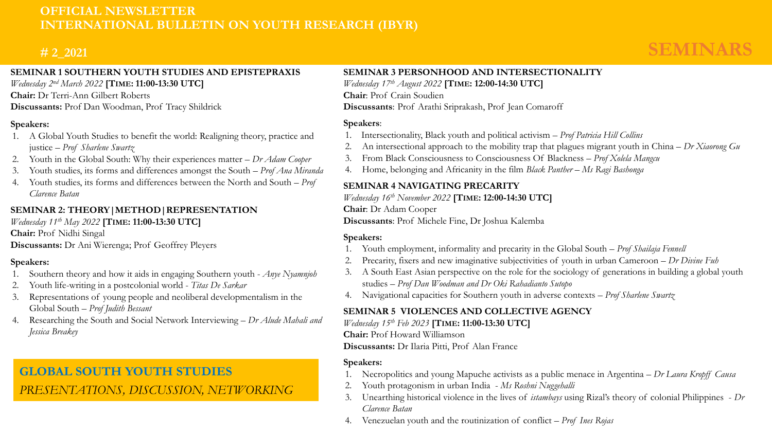# OFFICIAL NEWSLETTER
# INTERNATIONAL BULLETIN ON YOUTH RESEARCH (IBYR)

## # 2_2021

# SEMINARS

### SEMINAR 1 SOUTHERN YOUTH STUDIES AND EPISTEPRAXIS

*Wednesday 2nd March 2022* **[Time: 11:00-13:30 UTC]**
**Chair:** Dr Terri-Ann Gilbert Roberts
**Discussants:** Prof Dan Woodman, Prof Tracy Shildrick

**Speakers:**

1. A Global Youth Studies to benefit the world: Realigning theory, practice and justice – *Prof Sharlene Swartz*
2. Youth in the Global South: Why their experiences matter – *Dr Adam Cooper*
3. Youth studies, its forms and differences amongst the South – *Prof Ana Miranda*
4. Youth studies, its forms and differences between the North and South – *Prof Clarence Batan*

### SEMINAR 2: THEORY|METHOD|REPRESENTATION

*Wednesday 11th May 2022* **[Time: 11:00-13:30 UTC]**
**Chair:** Prof Nidhi Singal
**Discussants:** Dr Ani Wierenga; Prof Geoffrey Pleyers

**Speakers:**

1. Southern theory and how it aids in engaging Southern youth - *Anye Nyamnjoh*
2. Youth life-writing in a postcolonial world - *Titas De Sarkar*
3. Representations of young people and neoliberal developmentalism in the Global South – *Prof Judith Bessant*
4. Researching the South and Social Network Interviewing – *Dr Alude Mahali and Jessica Breakey*

**GLOBAL SOUTH YOUTH STUDIES**
*PRESENTATIONS, DISCUSSION, NETWORKING*

### SEMINAR 3 PERSONHOOD AND INTERSECTIONALITY

*Wednesday 17th August 2022* **[Time: 12:00-14:30 UTC]**
**Chair**: Prof Crain Soudien
**Discussants**: Prof Arathi Sriprakash, Prof Jean Comaroff

**Speakers**:

1. Intersectionality, Black youth and political activism – *Prof Patricia Hill Collins*
2. An intersectional approach to the mobility trap that plagues migrant youth in China – *Dr Xiaorong Gu*
3. From Black Consciousness to Consciousness Of Blackness – *Prof Xolela Mangcu*
4. Home, belonging and Africanity in the film *Black Panther* – *Ms Ragi Bashonga*

### SEMINAR 4 NAVIGATING PRECARITY

*Wednesday 16th November 2022* **[Time: 12:00-14:30 UTC]**
**Chair**: Dr Adam Cooper
**Discussants**: Prof Michele Fine, Dr Joshua Kalemba

**Speakers:**

1. Youth employment, informality and precarity in the Global South – *Prof Shailaja Fennell*
2. Precarity, fixers and new imaginative subjectivities of youth in urban Cameroon – *Dr Divine Fuh*
3. A South East Asian perspective on the role for the sociology of generations in building a global youth studies – *Prof Dan Woodman and Dr Oki Rahadianto Sutopo*
4. Navigational capacities for Southern youth in adverse contexts – *Prof Sharlene Swartz*

### SEMINAR 5 VIOLENCES AND COLLECTIVE AGENCY

*Wednesday 15th Feb 2023* **[Time: 11:00-13:30 UTC]**
**Chair:** Prof Howard Williamson
**Discussants:** Dr Ilaria Pitti, Prof Alan France

**Speakers:**

1. Necropolitics and young Mapuche activists as a public menace in Argentina – *Dr Laura Kropff Causa*
2. Youth protagonism in urban India - *Ms Roshni Nuggehalli*
3. Unearthing historical violence in the lives of *istambays* using Rizal's theory of colonial Philippines - *Dr Clarence Batan*
4. Venezuelan youth and the routinization of conflict – *Prof Ines Rojas*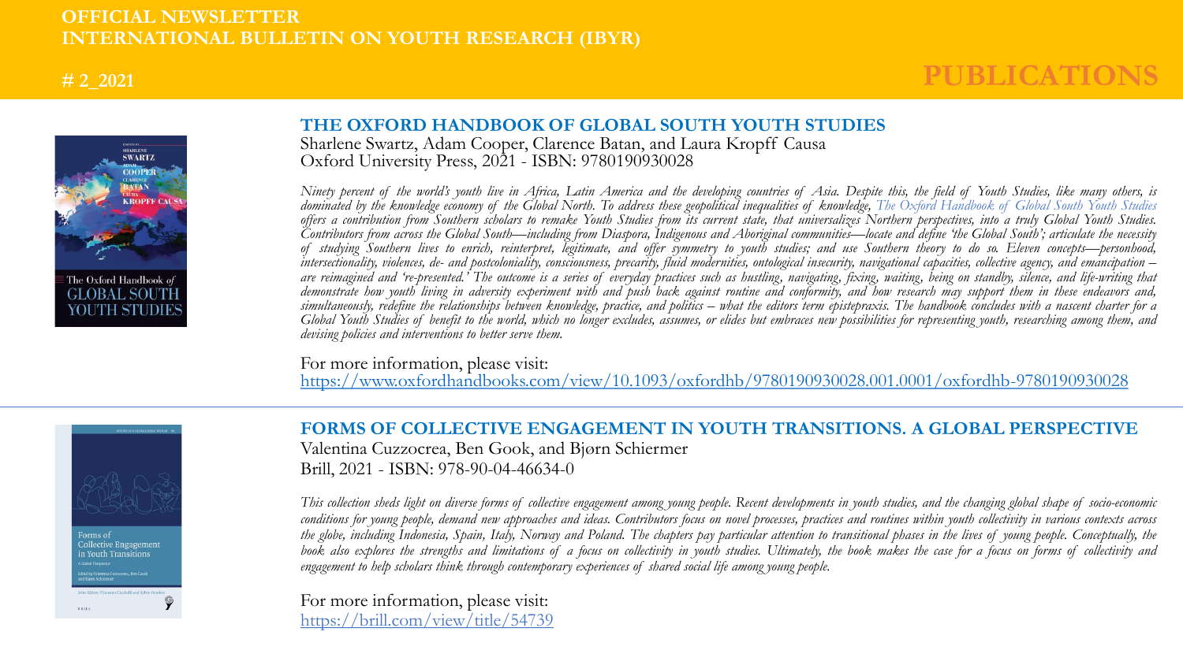# PUBLICATIONS

## THE OXFORD HANDBOOK OF GLOBAL SOUTH YOUTH STUDIES

Sharlene Swartz, Adam Cooper, Clarence Batan, and Laura Kropff Causa
Oxford University Press, 2021 - ISBN: 9780190930028

*Ninety percent of the world's youth live in Africa, Latin America and the developing countries of Asia. Despite this, the field of Youth Studies, like many others, is dominated by the knowledge economy of the Global North. To address these geopolitical inequalities of knowledge, The Oxford Handbook of Global South Youth Studies offers a contribution from Southern scholars to remake Youth Studies from its current state, that universalizes Northern perspectives, into a truly Global Youth Studies. Contributors from across the Global South—including from Diaspora, Indigenous and Aboriginal communities—locate and define 'the Global South'; articulate the necessity of studying Southern lives to enrich, reinterpret, legitimate, and offer symmetry to youth studies; and use Southern theory to do so. Eleven concepts—personhood, intersectionality, violences, de- and postcoloniality, consciousness, precarity, fluid modernities, ontological insecurity, navigational capacities, collective agency, and emancipation – are reimagined and 're-presented.' The outcome is a series of everyday practices such as hustling, navigating, fixing, waiting, being on standby, silence, and life-writing that demonstrate how youth living in adversity experiment with and push back against routine and conformity, and how research may support them in these endeavors and, simultaneously, redefine the relationships between knowledge, practice, and politics – what the editors term epistepraxis. The handbook concludes with a nascent charter for a Global Youth Studies of benefit to the world, which no longer excludes, assumes, or elides but embraces new possibilities for representing youth, researching among them, and devising policies and interventions to better serve them.*

For more information, please visit:
https://www.oxfordhandbooks.com/view/10.1093/oxfordhb/9780190930028.001.0001/oxfordhb-9780190930028

## FORMS OF COLLECTIVE ENGAGEMENT IN YOUTH TRANSITIONS. A GLOBAL PERSPECTIVE

Valentina Cuzzocrea, Ben Gook, and Bjørn Schiermer
Brill, 2021 - ISBN: 978-90-04-46634-0

*This collection sheds light on diverse forms of collective engagement among young people. Recent developments in youth studies, and the changing global shape of socio-economic conditions for young people, demand new approaches and ideas. Contributors focus on novel processes, practices and routines within youth collectivity in various contexts across the globe, including Indonesia, Spain, Italy, Norway and Poland. The chapters pay particular attention to transitional phases in the lives of young people. Conceptually, the book also explores the strengths and limitations of a focus on collectivity in youth studies. Ultimately, the book makes the case for a focus on forms of collectivity and engagement to help scholars think through contemporary experiences of shared social life among young people.*

For more information, please visit:
https://brill.com/view/title/54739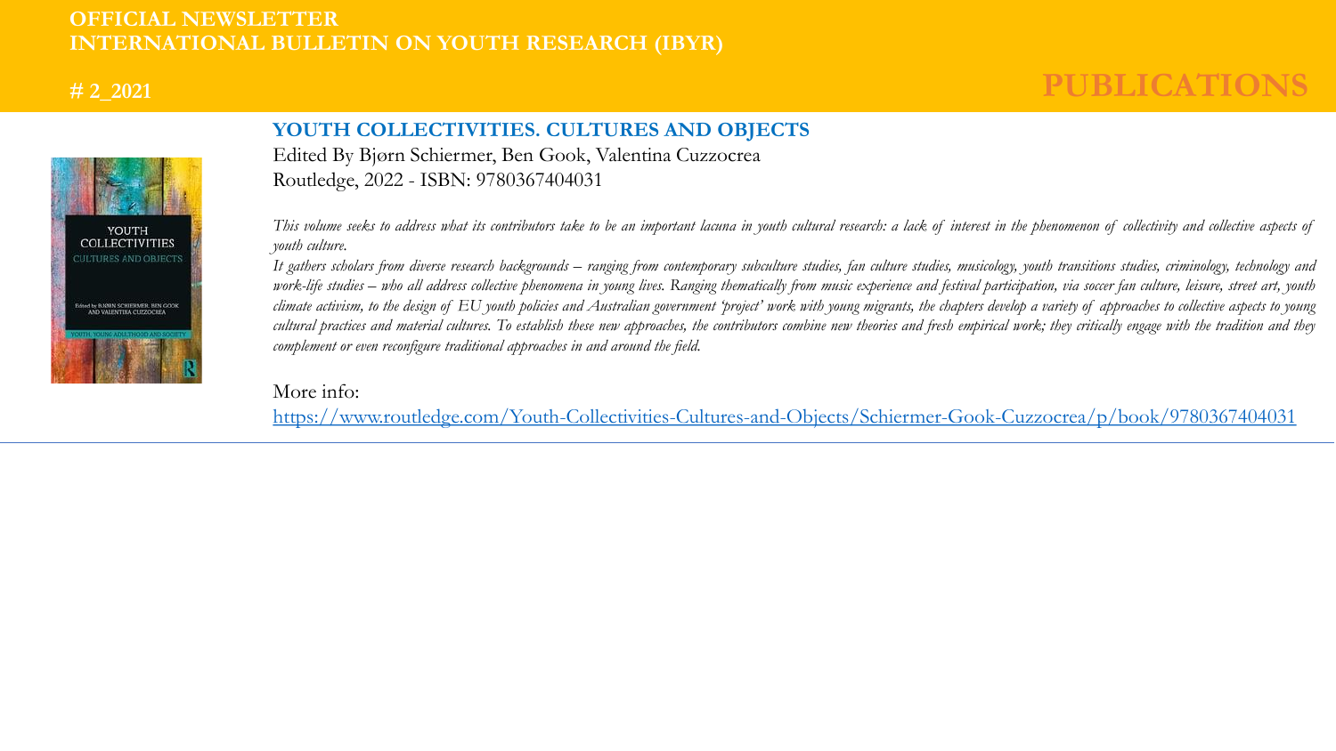## YOUTH COLLECTIVITIES. CULTURES AND OBJECTS

Edited By Bjørn Schiermer, Ben Gook, Valentina Cuzzocrea
Routledge, 2022 - ISBN: 9780367404031

*This volume seeks to address what its contributors take to be an important lacuna in youth cultural research: a lack of interest in the phenomenon of collectivity and collective aspects of youth culture.*
*It gathers scholars from diverse research backgrounds – ranging from contemporary subculture studies, fan culture studies, musicology, youth transitions studies, criminology, technology and work-life studies – who all address collective phenomena in young lives. Ranging thematically from music experience and festival participation, via soccer fan culture, leisure, street art, youth climate activism, to the design of EU youth policies and Australian government 'project' work with young migrants, the chapters develop a variety of approaches to collective aspects to young cultural practices and material cultures. To establish these new approaches, the contributors combine new theories and fresh empirical work; they critically engage with the tradition and they complement or even reconfigure traditional approaches in and around the field.*

More info:
https://www.routledge.com/Youth-Collectivities-Cultures-and-Objects/Schiermer-Gook-Cuzzocrea/p/book/9780367404031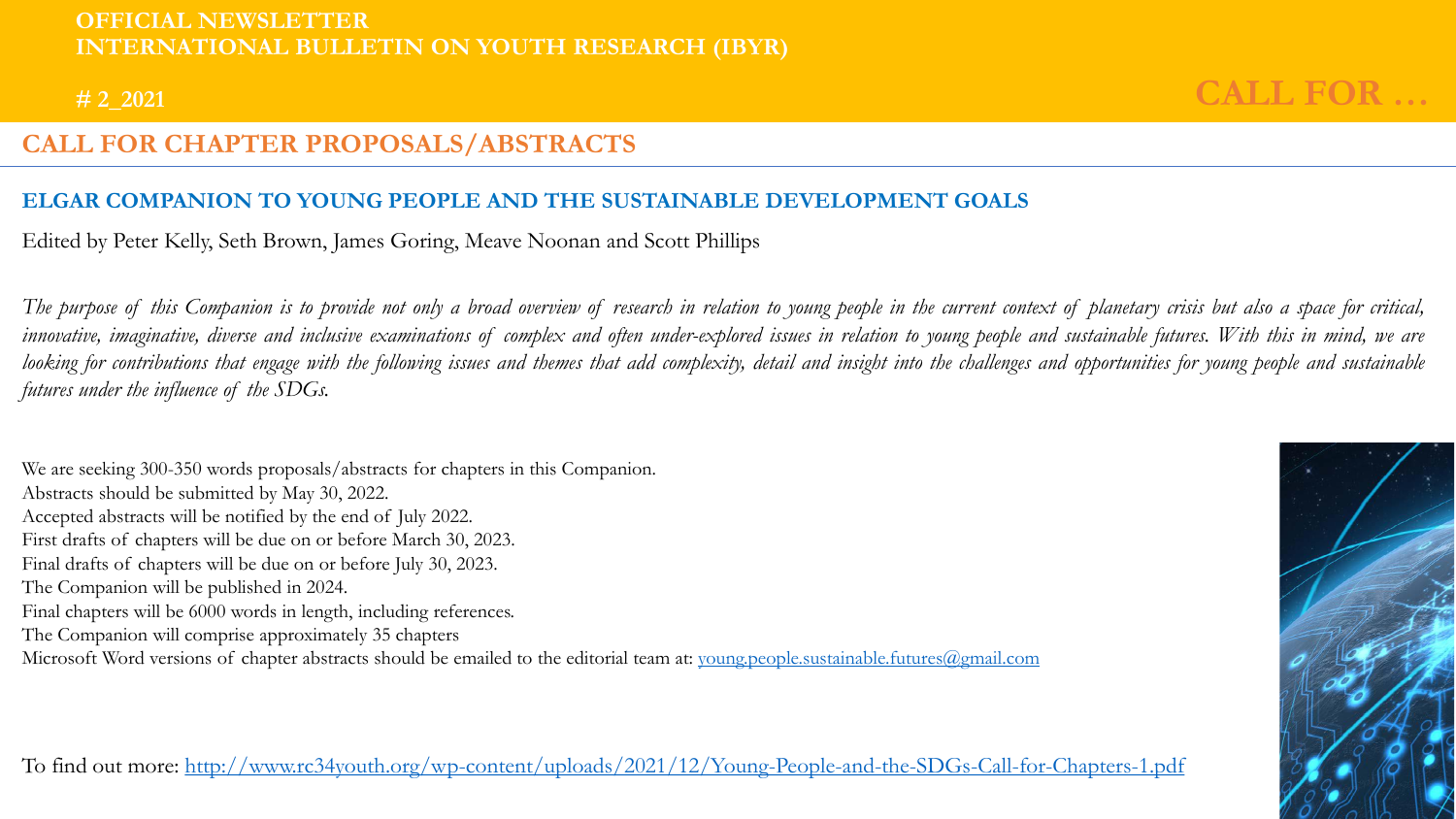## CALL FOR CHAPTER PROPOSALS/ABSTRACTS

### ELGAR COMPANION TO YOUNG PEOPLE AND THE SUSTAINABLE DEVELOPMENT GOALS

Edited by Peter Kelly, Seth Brown, James Goring, Meave Noonan and Scott Phillips

*The purpose of this Companion is to provide not only a broad overview of research in relation to young people in the current context of planetary crisis but also a space for critical, innovative, imaginative, diverse and inclusive examinations of complex and often under-explored issues in relation to young people and sustainable futures. With this in mind, we are looking for contributions that engage with the following issues and themes that add complexity, detail and insight into the challenges and opportunities for young people and sustainable futures under the influence of the SDGs.*

We are seeking 300-350 words proposals/abstracts for chapters in this Companion.
Abstracts should be submitted by May 30, 2022.
Accepted abstracts will be notified by the end of July 2022.
First drafts of chapters will be due on or before March 30, 2023.
Final drafts of chapters will be due on or before July 30, 2023.
The Companion will be published in 2024.
Final chapters will be 6000 words in length, including references.
The Companion will comprise approximately 35 chapters
Microsoft Word versions of chapter abstracts should be emailed to the editorial team at: young.people.sustainable.futures@gmail.com

To find out more: http://www.rc34youth.org/wp-content/uploads/2021/12/Young-People-and-the-SDGs-Call-for-Chapters-1.pdf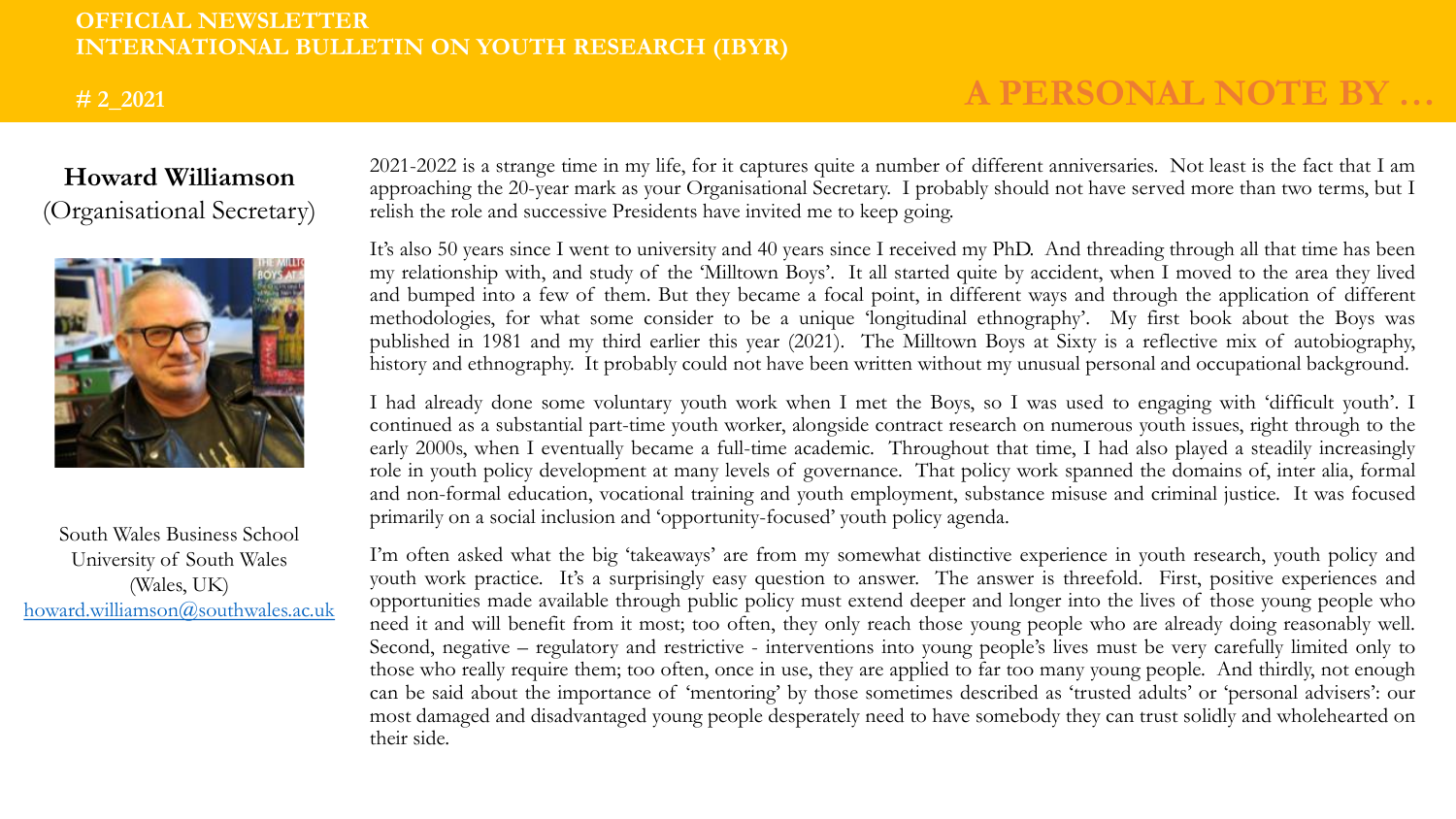# A PERSONAL NOTE BY …

**Howard Williamson**
(Organisational Secretary)

South Wales Business School
University of South Wales
(Wales, UK)
[howard.williamson@southwales.ac.uk](mailto:howard.williamson@southwales.ac.uk)

2021-2022 is a strange time in my life, for it captures quite a number of different anniversaries. Not least is the fact that I am approaching the 20-year mark as your Organisational Secretary. I probably should not have served more than two terms, but I relish the role and successive Presidents have invited me to keep going.

It's also 50 years since I went to university and 40 years since I received my PhD. And threading through all that time has been my relationship with, and study of the 'Milltown Boys'. It all started quite by accident, when I moved to the area they lived and bumped into a few of them. But they became a focal point, in different ways and through the application of different methodologies, for what some consider to be a unique 'longitudinal ethnography'. My first book about the Boys was published in 1981 and my third earlier this year (2021). The Milltown Boys at Sixty is a reflective mix of autobiography, history and ethnography. It probably could not have been written without my unusual personal and occupational background.

I had already done some voluntary youth work when I met the Boys, so I was used to engaging with 'difficult youth'. I continued as a substantial part-time youth worker, alongside contract research on numerous youth issues, right through to the early 2000s, when I eventually became a full-time academic. Throughout that time, I had also played a steadily increasingly role in youth policy development at many levels of governance. That policy work spanned the domains of, inter alia, formal and non-formal education, vocational training and youth employment, substance misuse and criminal justice. It was focused primarily on a social inclusion and 'opportunity-focused' youth policy agenda.

I'm often asked what the big 'takeaways' are from my somewhat distinctive experience in youth research, youth policy and youth work practice. It's a surprisingly easy question to answer. The answer is threefold. First, positive experiences and opportunities made available through public policy must extend deeper and longer into the lives of those young people who need it and will benefit from it most; too often, they only reach those young people who are already doing reasonably well. Second, negative – regulatory and restrictive - interventions into young people's lives must be very carefully limited only to those who really require them; too often, once in use, they are applied to far too many young people. And thirdly, not enough can be said about the importance of 'mentoring' by those sometimes described as 'trusted adults' or 'personal advisers': our most damaged and disadvantaged young people desperately need to have somebody they can trust solidly and wholehearted on their side.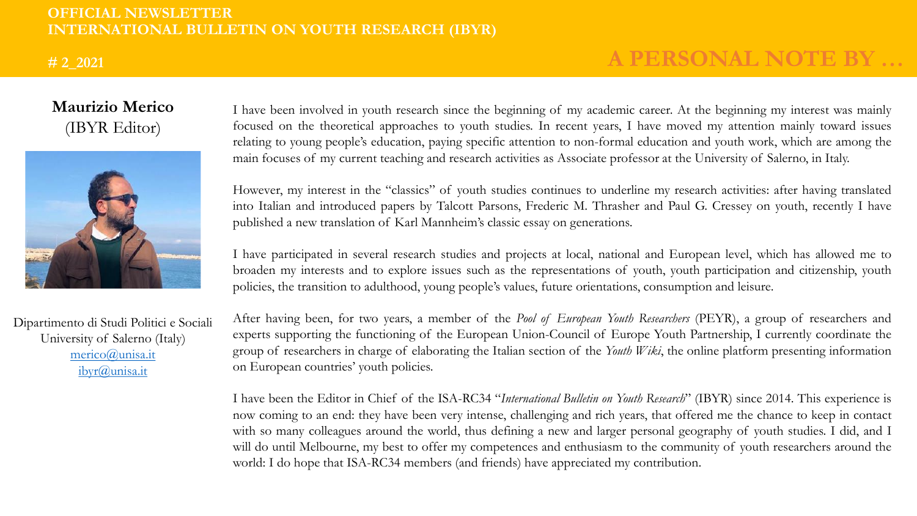# A PERSONAL NOTE BY …

**Maurizio Merico**
(IBYR Editor)

Dipartimento di Studi Politici e Sociali
University of Salerno (Italy)
merico@unisa.it
ibyr@unisa.it

I have been involved in youth research since the beginning of my academic career. At the beginning my interest was mainly focused on the theoretical approaches to youth studies. In recent years, I have moved my attention mainly toward issues relating to young people's education, paying specific attention to non-formal education and youth work, which are among the main focuses of my current teaching and research activities as Associate professor at the University of Salerno, in Italy.

However, my interest in the "classics" of youth studies continues to underline my research activities: after having translated into Italian and introduced papers by Talcott Parsons, Frederic M. Thrasher and Paul G. Cressey on youth, recently I have published a new translation of Karl Mannheim's classic essay on generations.

I have participated in several research studies and projects at local, national and European level, which has allowed me to broaden my interests and to explore issues such as the representations of youth, youth participation and citizenship, youth policies, the transition to adulthood, young people's values, future orientations, consumption and leisure.

After having been, for two years, a member of the *Pool of European Youth Researchers* (PEYR), a group of researchers and experts supporting the functioning of the European Union-Council of Europe Youth Partnership, I currently coordinate the group of researchers in charge of elaborating the Italian section of the *Youth Wiki*, the online platform presenting information on European countries' youth policies.

I have been the Editor in Chief of the ISA-RC34 "*International Bulletin on Youth Research*" (IBYR) since 2014. This experience is now coming to an end: they have been very intense, challenging and rich years, that offered me the chance to keep in contact with so many colleagues around the world, thus defining a new and larger personal geography of youth studies. I did, and I will do until Melbourne, my best to offer my competences and enthusiasm to the community of youth researchers around the world: I do hope that ISA-RC34 members (and friends) have appreciated my contribution.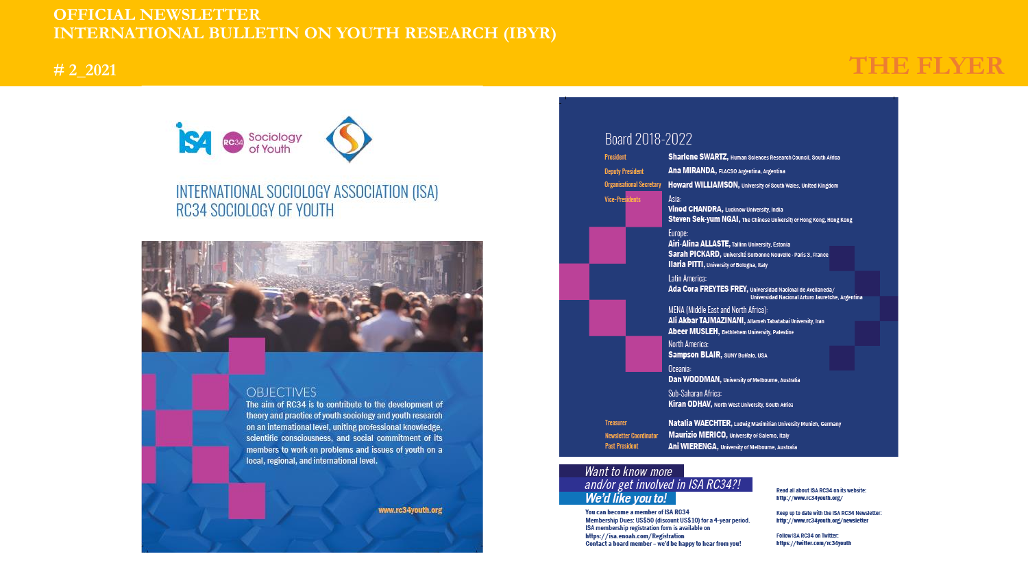# INTERNATIONAL SOCIOLOGY ASSOCIATION (ISA)
# RC34 SOCIOLOGY OF YOUTH

## OBJECTIVES

The aim of RC34 is to contribute to the development of theory and practice of youth sociology and youth research on an international level, uniting professional knowledge, scientific consciousness, and social commitment of its members to work on problems and issues of youth on a local, regional, and international level.

www.rc34youth.org

## Board 2018-2022

| | |
|---|---|
| President | **Sharlene SWARTZ**, Human Sciences Research Council, South Africa |
| Deputy President | **Ana MIRANDA**, FLACSO Argentina, Argentina |
| Organisational Secretary | **Howard WILLIAMSON**, University of South Wales, United Kingdom |
| Vice-Presidents | Asia: **Vinod CHANDRA**, Lucknow University, India; **Steven Sek-yum NGAI**, The Chinese University of Hong Kong, Hong Kong |
| | Europe: **Airi-Alina ALLASTE**, Tallinn University, Estonia; **Sarah PICKARD**, Université Sorbonne Nouvelle - Paris 3, France; **Ilaria PITTI**, University of Bologna, Italy |
| | Latin America: **Ada Cora FREYTES FREY**, Universidad Nacional de Avellaneda/ Universidad Nacional Arturo Jauretche, Argentina |
| | MENA (Middle East and North Africa): **Ali Akbar TAJMAZINANI**, Allameh Tabatabai University, Iran; **Abeer MUSLEH**, Bethlehem University, Palestine |
| | North America: **Sampson BLAIR**, SUNY Buffalo, USA |
| | Oceania: **Dan WOODMAN**, University of Melbourne, Australia |
| | Sub-Saharan Africa: **Kiran ODHAV**, North West University, South Africa |
| Treasurer | **Natalia WAECHTER**, Ludwig Maximilian University Munich, Germany |
| Newsletter Coordinator | **Maurizio MERICO**, University of Salerno, Italy |
| Past President | **Ani WIERENGA**, University of Melbourne, Australia |

*Want to know more and/or get involved in ISA RC34?!*
***We'd like you to!***

**You can become a member of ISA RC34**
**Membership Dues: US$50 (discount US$10) for a 4-year period.**
**ISA membership registration form is available on**
**https://isa.enoah.com/Registration**
**Contact a board member – we'd be happy to hear from you!**

Read all about ISA RC34 on its website:
http://www.rc34youth.org/

Keep up to date with the ISA RC34 Newsletter:
http://www.rc34youth.org/newsletter

Follow ISA RC34 on Twitter:
https://twitter.com/rc34youth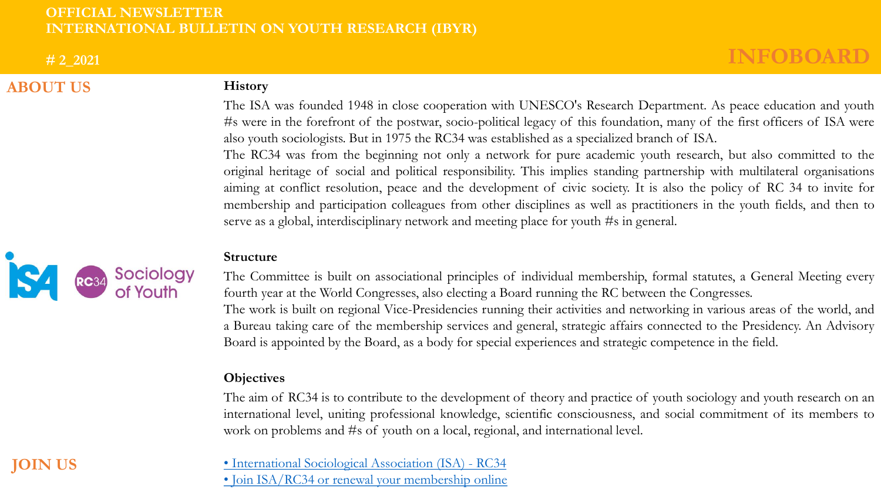# INFOBOARD

## ABOUT US

### History

The ISA was founded 1948 in close cooperation with UNESCO's Research Department. As peace education and youth #s were in the forefront of the postwar, socio-political legacy of this foundation, many of the first officers of ISA were also youth sociologists. But in 1975 the RC34 was established as a specialized branch of ISA.

The RC34 was from the beginning not only a network for pure academic youth research, but also committed to the original heritage of social and political responsibility. This implies standing partnership with multilateral organisations aiming at conflict resolution, peace and the development of civic society. It is also the policy of RC 34 to invite for membership and participation colleagues from other disciplines as well as practitioners in the youth fields, and then to serve as a global, interdisciplinary network and meeting place for youth #s in general.

### Structure

The Committee is built on associational principles of individual membership, formal statutes, a General Meeting every fourth year at the World Congresses, also electing a Board running the RC between the Congresses.

The work is built on regional Vice-Presidencies running their activities and networking in various areas of the world, and a Bureau taking care of the membership services and general, strategic affairs connected to the Presidency. An Advisory Board is appointed by the Board, as a body for special experiences and strategic competence in the field.

### Objectives

The aim of RC34 is to contribute to the development of theory and practice of youth sociology and youth research on an international level, uniting professional knowledge, scientific consciousness, and social commitment of its members to work on problems and #s of youth on a local, regional, and international level.

## JOIN US

- International Sociological Association (ISA) - RC34
- Join ISA/RC34 or renewal your membership online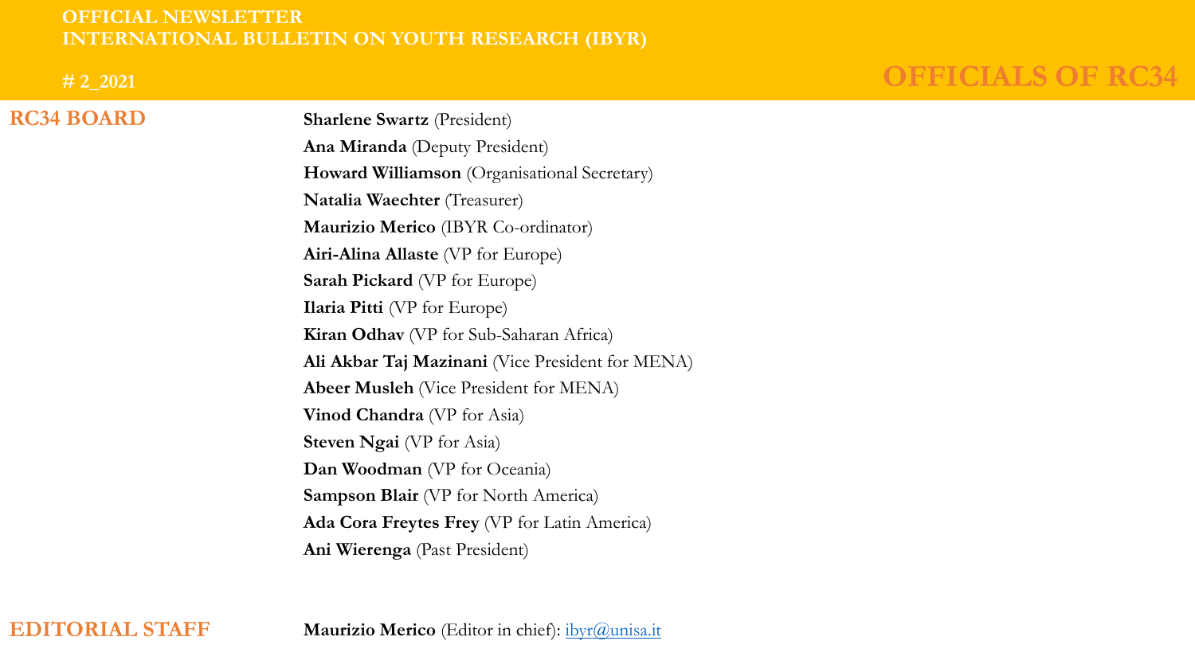# OFFICIALS OF RC34

## RC34 BOARD

**Sharlene Swartz** (President)
**Ana Miranda** (Deputy President)
**Howard Williamson** (Organisational Secretary)
**Natalia Waechter** (Treasurer)
**Maurizio Merico** (IBYR Co-ordinator)
**Airi-Alina Allaste** (VP for Europe)
**Sarah Pickard** (VP for Europe)
**Ilaria Pitti** (VP for Europe)
**Kiran Odhav** (VP for Sub-Saharan Africa)
**Ali Akbar Taj Mazinani** (Vice President for MENA)
**Abeer Musleh** (Vice President for MENA)
**Vinod Chandra** (VP for Asia)
**Steven Ngai** (VP for Asia)
**Dan Woodman** (VP for Oceania)
**Sampson Blair** (VP for North America)
**Ada Cora Freytes Frey** (VP for Latin America)
**Ani Wierenga** (Past President)

## EDITORIAL STAFF

**Maurizio Merico** (Editor in chief): ibyr@unisa.it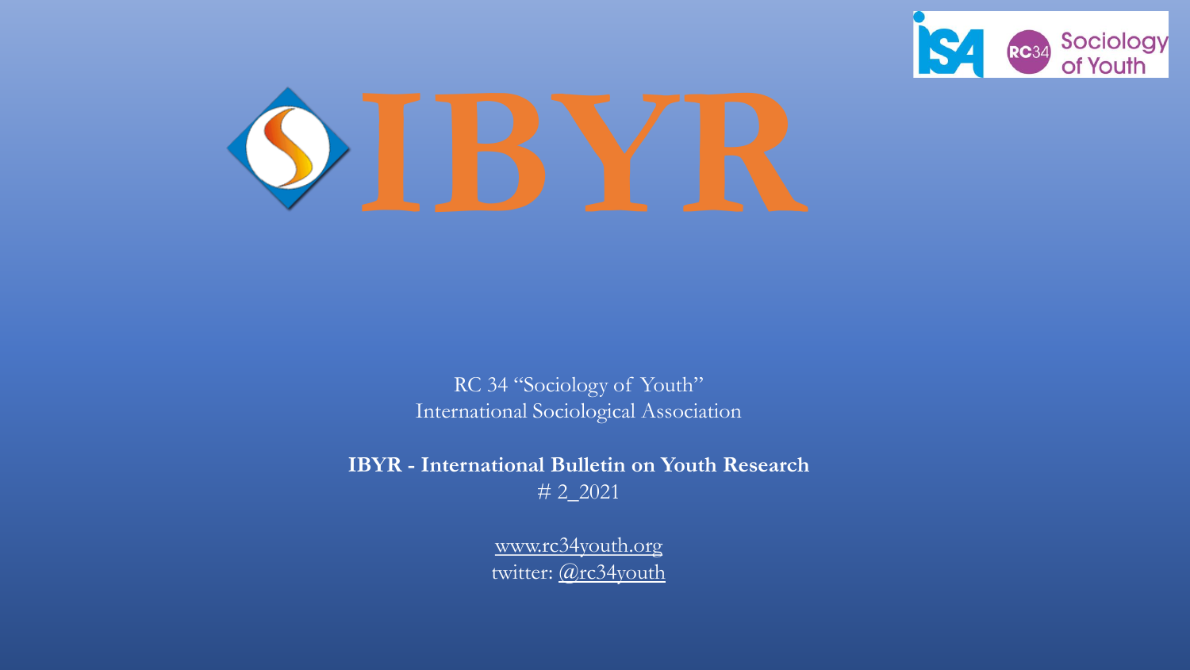# IBYR

RC 34 "Sociology of Youth"
International Sociological Association

**IBYR - International Bulletin on Youth Research**
# 2_2021

www.rc34youth.org
twitter: @rc34youth